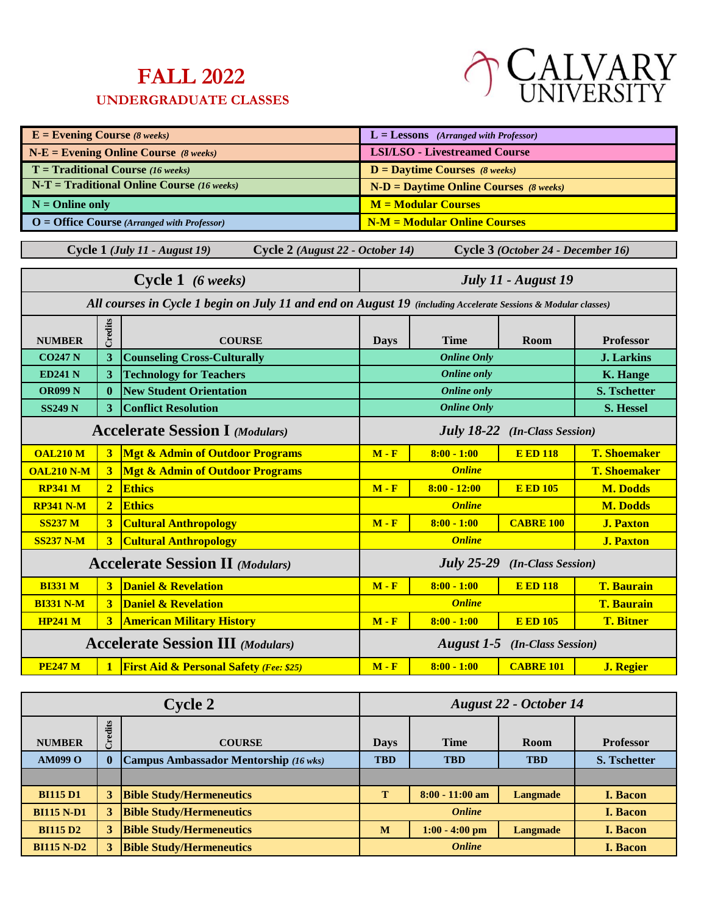# FALL 2022

## UNDERGRADUATE CLASSES

CALVARY UNIVERSITY

| | |
|---|---|
| **E = Evening Course** *(8 weeks)* | **L = Lessons** *(Arranged with Professor)* |
| **N-E = Evening Online Course** *(8 weeks)* | **LSI/LSO - Livestreamed Course** |
| **T = Traditional Course** *(16 weeks)* | **D = Daytime Courses** *(8 weeks)* |
| **N-T = Traditional Online Course** *(16 weeks)* | **N-D = Daytime Online Courses** *(8 weeks)* |
| **N = Online only** | **M = Modular Courses** |
| **O = Office Course** *(Arranged with Professor)* | **N-M = Modular Online Courses** |

**Cycle 1** *(July 11 - August 19)* **Cycle 2** *(August 22 - October 14)* **Cycle 3** *(October 24 - December 16)*

| **Cycle 1** *(6 weeks)* | | | *July 11 - August 19* | | | |
|---|---|---|---|---|---|---|
| *All courses in Cycle 1 begin on July 11 and end on August 19 (including Accelerate Sessions & Modular classes)* | | | | | | |
| **NUMBER** | **Credits** | **COURSE** | **Days** | **Time** | **Room** | **Professor** |
| CO247 N | 3 | Counseling Cross-Culturally | *Online Only* | | | J. Larkins |
| ED241 N | 3 | Technology for Teachers | *Online only* | | | K. Hange |
| OR099 N | 0 | New Student Orientation | *Online only* | | | S. Tschetter |
| SS249 N | 3 | Conflict Resolution | *Online Only* | | | S. Hessel |
| **Accelerate Session I** *(Modulars)* | | | *July 18-22 (In-Class Session)* | | | |
| OAL210 M | 3 | Mgt & Admin of Outdoor Programs | M - F | 8:00 - 1:00 | E ED 118 | T. Shoemaker |
| OAL210 N-M | 3 | Mgt & Admin of Outdoor Programs | *Online* | | | T. Shoemaker |
| RP341 M | 2 | Ethics | M - F | 8:00 - 12:00 | E ED 105 | M. Dodds |
| RP341 N-M | 2 | Ethics | *Online* | | | M. Dodds |
| SS237 M | 3 | Cultural Anthropology | M - F | 8:00 - 1:00 | CABRE 100 | J. Paxton |
| SS237 N-M | 3 | Cultural Anthropology | *Online* | | | J. Paxton |
| **Accelerate Session II** *(Modulars)* | | | *July 25-29 (In-Class Session)* | | | |
| BI331 M | 3 | Daniel & Revelation | M - F | 8:00 - 1:00 | E ED 118 | T. Baurain |
| BI331 N-M | 3 | Daniel & Revelation | *Online* | | | T. Baurain |
| HP241 M | 3 | American Military History | M - F | 8:00 - 1:00 | E ED 105 | T. Bitner |
| **Accelerate Session III** *(Modulars)* | | | *August 1-5 (In-Class Session)* | | | |
| PE247 M | 1 | First Aid & Personal Safety *(Fee: $25)* | M - F | 8:00 - 1:00 | CABRE 101 | J. Regier |

| **Cycle 2** | | | *August 22 - October 14* | | | |
|---|---|---|---|---|---|---|
| **NUMBER** | **Credits** | **COURSE** | **Days** | **Time** | **Room** | **Professor** |
| AM099 O | 0 | Campus Ambassador Mentorship *(16 wks)* | TBD | TBD | TBD | S. Tschetter |
| | | | | | | |
| BI115 D1 | 3 | Bible Study/Hermeneutics | T | 8:00 - 11:00 am | Langmade | I. Bacon |
| BI115 N-D1 | 3 | Bible Study/Hermeneutics | *Online* | | | I. Bacon |
| BI115 D2 | 3 | Bible Study/Hermeneutics | M | 1:00 - 4:00 pm | Langmade | I. Bacon |
| BI115 N-D2 | 3 | Bible Study/Hermeneutics | *Online* | | | I. Bacon |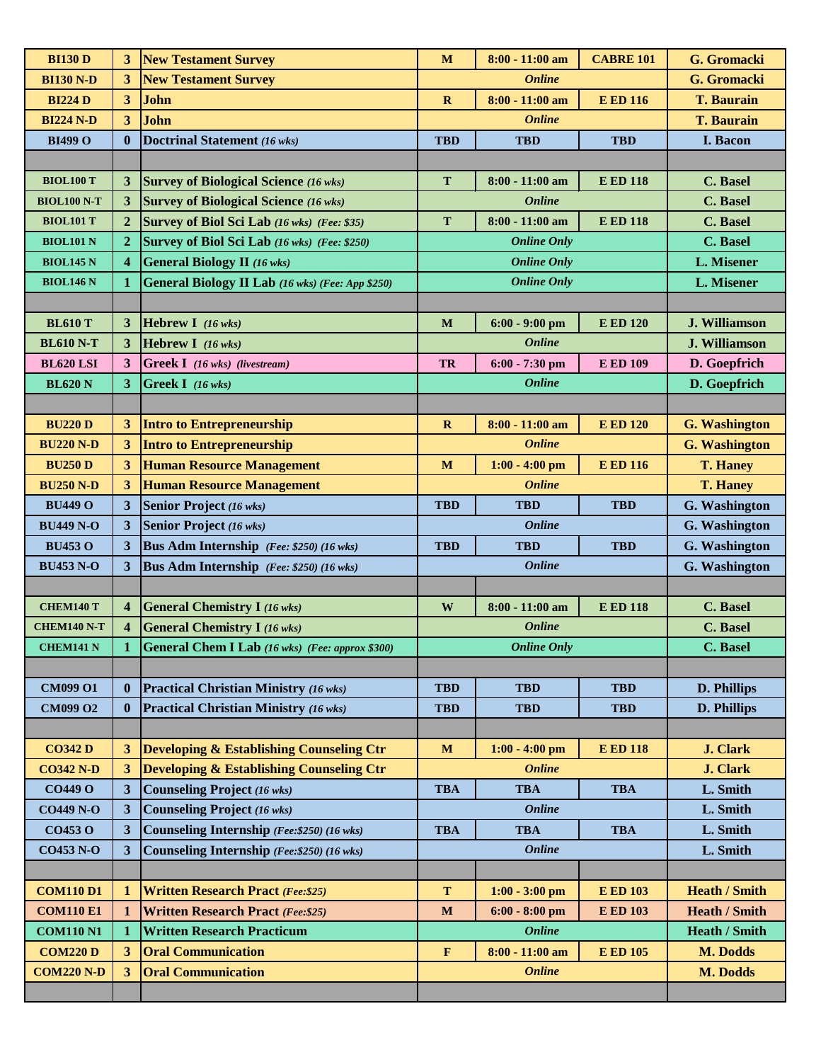| Course | Cr | Title | Day | Time | Room | Instructor |
|---|---|---|---|---|---|---|
| BI130 D | 3 | New Testament Survey | M | 8:00 - 11:00 am | CABRE 101 | G. Gromacki |
| BI130 N-D | 3 | New Testament Survey | *Online* | | | G. Gromacki |
| BI224 D | 3 | John | R | 8:00 - 11:00 am | E ED 116 | T. Baurain |
| BI224 N-D | 3 | John | *Online* | | | T. Baurain |
| BI499 O | 0 | Doctrinal Statement *(16 wks)* | TBD | TBD | TBD | I. Bacon |
| | | | | | | |
| BIOL100 T | 3 | Survey of Biological Science *(16 wks)* | T | 8:00 - 11:00 am | E ED 118 | C. Basel |
| BIOL100 N-T | 3 | Survey of Biological Science *(16 wks)* | *Online* | | | C. Basel |
| BIOL101 T | 2 | Survey of Biol Sci Lab *(16 wks) (Fee: $35)* | T | 8:00 - 11:00 am | E ED 118 | C. Basel |
| BIOL101 N | 2 | Survey of Biol Sci Lab *(16 wks) (Fee: $250)* | *Online Only* | | | C. Basel |
| BIOL145 N | 4 | General Biology II *(16 wks)* | *Online Only* | | | L. Misener |
| BIOL146 N | 1 | General Biology II Lab *(16 wks) (Fee: App $250)* | *Online Only* | | | L. Misener |
| | | | | | | |
| BL610 T | 3 | Hebrew I *(16 wks)* | M | 6:00 - 9:00 pm | E ED 120 | J. Williamson |
| BL610 N-T | 3 | Hebrew I *(16 wks)* | *Online* | | | J. Williamson |
| BL620 LSI | 3 | Greek I *(16 wks) (livestream)* | TR | 6:00 - 7:30 pm | E ED 109 | D. Goepfrich |
| BL620 N | 3 | Greek I *(16 wks)* | *Online* | | | D. Goepfrich |
| | | | | | | |
| BU220 D | 3 | Intro to Entrepreneurship | R | 8:00 - 11:00 am | E ED 120 | G. Washington |
| BU220 N-D | 3 | Intro to Entrepreneurship | *Online* | | | G. Washington |
| BU250 D | 3 | Human Resource Management | M | 1:00 - 4:00 pm | E ED 116 | T. Haney |
| BU250 N-D | 3 | Human Resource Management | *Online* | | | T. Haney |
| BU449 O | 3 | Senior Project *(16 wks)* | TBD | TBD | TBD | G. Washington |
| BU449 N-O | 3 | Senior Project *(16 wks)* | *Online* | | | G. Washington |
| BU453 O | 3 | Bus Adm Internship *(Fee: $250) (16 wks)* | TBD | TBD | TBD | G. Washington |
| BU453 N-O | 3 | Bus Adm Internship *(Fee: $250) (16 wks)* | *Online* | | | G. Washington |
| | | | | | | |
| CHEM140 T | 4 | General Chemistry I *(16 wks)* | W | 8:00 - 11:00 am | E ED 118 | C. Basel |
| CHEM140 N-T | 4 | General Chemistry I *(16 wks)* | *Online* | | | C. Basel |
| CHEM141 N | 1 | General Chem I Lab *(16 wks) (Fee: approx $300)* | *Online Only* | | | C. Basel |
| | | | | | | |
| CM099 O1 | 0 | Practical Christian Ministry *(16 wks)* | TBD | TBD | TBD | D. Phillips |
| CM099 O2 | 0 | Practical Christian Ministry *(16 wks)* | TBD | TBD | TBD | D. Phillips |
| | | | | | | |
| CO342 D | 3 | Developing & Establishing Counseling Ctr | M | 1:00 - 4:00 pm | E ED 118 | J. Clark |
| CO342 N-D | 3 | Developing & Establishing Counseling Ctr | *Online* | | | J. Clark |
| CO449 O | 3 | Counseling Project *(16 wks)* | TBA | TBA | TBA | L. Smith |
| CO449 N-O | 3 | Counseling Project *(16 wks)* | *Online* | | | L. Smith |
| CO453 O | 3 | Counseling Internship *(Fee:$250) (16 wks)* | TBA | TBA | TBA | L. Smith |
| CO453 N-O | 3 | Counseling Internship *(Fee:$250) (16 wks)* | *Online* | | | L. Smith |
| | | | | | | |
| COM110 D1 | 1 | Written Research Pract *(Fee:$25)* | T | 1:00 - 3:00 pm | E ED 103 | Heath / Smith |
| COM110 E1 | 1 | Written Research Pract *(Fee:$25)* | M | 6:00 - 8:00 pm | E ED 103 | Heath / Smith |
| COM110 N1 | 1 | Written Research Practicum | *Online* | | | Heath / Smith |
| COM220 D | 3 | Oral Communication | F | 8:00 - 11:00 am | E ED 105 | M. Dodds |
| COM220 N-D | 3 | Oral Communication | *Online* | | | M. Dodds |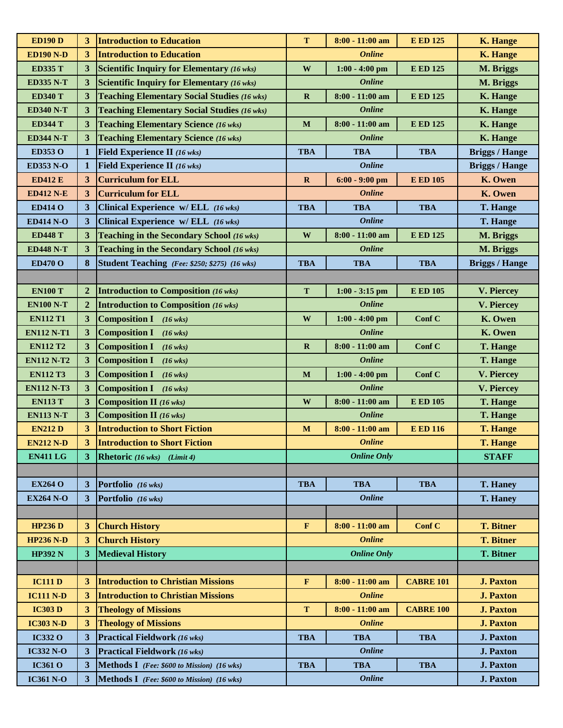| | | | | | | |
|---|---|---|---|---|---|---|
| **ED190 D** | **3** | **Introduction to Education** | **T** | **8:00 - 11:00 am** | **E ED 125** | **K. Hange** |
| **ED190 N-D** | **3** | **Introduction to Education** | | ***Online*** | | **K. Hange** |
| **ED335 T** | **3** | **Scientific Inquiry for Elementary** ***(16 wks)*** | **W** | **1:00 - 4:00 pm** | **E ED 125** | **M. Briggs** |
| **ED335 N-T** | **3** | **Scientific Inquiry for Elementary** ***(16 wks)*** | | ***Online*** | | **M. Briggs** |
| **ED340 T** | **3** | **Teaching Elementary Social Studies** ***(16 wks)*** | **R** | **8:00 - 11:00 am** | **E ED 125** | **K. Hange** |
| **ED340 N-T** | **3** | **Teaching Elementary Social Studies** ***(16 wks)*** | | ***Online*** | | **K. Hange** |
| **ED344 T** | **3** | **Teaching Elementary Science** ***(16 wks)*** | **M** | **8:00 - 11:00 am** | **E ED 125** | **K. Hange** |
| **ED344 N-T** | **3** | **Teaching Elementary Science** ***(16 wks)*** | | ***Online*** | | **K. Hange** |
| **ED353 O** | **1** | **Field Experience II** ***(16 wks)*** | **TBA** | **TBA** | **TBA** | **Briggs / Hange** |
| **ED353 N-O** | **1** | **Field Experience II** ***(16 wks)*** | | ***Online*** | | **Briggs / Hange** |
| **ED412 E** | **3** | **Curriculum for ELL** | **R** | **6:00 - 9:00 pm** | **E ED 105** | **K. Owen** |
| **ED412 N-E** | **3** | **Curriculum for ELL** | | ***Online*** | | **K. Owen** |
| **ED414 O** | **3** | **Clinical Experience w/ ELL** ***(16 wks)*** | **TBA** | **TBA** | **TBA** | **T. Hange** |
| **ED414 N-O** | **3** | **Clinical Experience w/ ELL** ***(16 wks)*** | | ***Online*** | | **T. Hange** |
| **ED448 T** | **3** | **Teaching in the Secondary School** ***(16 wks)*** | **W** | **8:00 - 11:00 am** | **E ED 125** | **M. Briggs** |
| **ED448 N-T** | **3** | **Teaching in the Secondary School** ***(16 wks)*** | | ***Online*** | | **M. Briggs** |
| **ED470 O** | **8** | **Student Teaching** ***(Fee: $250; $275) (16 wks)*** | **TBA** | **TBA** | **TBA** | **Briggs / Hange** |
| | | | | | | |
| **EN100 T** | **2** | **Introduction to Composition** ***(16 wks)*** | **T** | **1:00 - 3:15 pm** | **E ED 105** | **V. Piercey** |
| **EN100 N-T** | **2** | **Introduction to Composition** ***(16 wks)*** | | ***Online*** | | **V. Piercey** |
| **EN112 T1** | **3** | **Composition I** ***(16 wks)*** | **W** | **1:00 - 4:00 pm** | **Conf C** | **K. Owen** |
| **EN112 N-T1** | **3** | **Composition I** ***(16 wks)*** | | ***Online*** | | **K. Owen** |
| **EN112 T2** | **3** | **Composition I** ***(16 wks)*** | **R** | **8:00 - 11:00 am** | **Conf C** | **T. Hange** |
| **EN112 N-T2** | **3** | **Composition I** ***(16 wks)*** | | ***Online*** | | **T. Hange** |
| **EN112 T3** | **3** | **Composition I** ***(16 wks)*** | **M** | **1:00 - 4:00 pm** | **Conf C** | **V. Piercey** |
| **EN112 N-T3** | **3** | **Composition I** ***(16 wks)*** | | ***Online*** | | **V. Piercey** |
| **EN113 T** | **3** | **Composition II** ***(16 wks)*** | **W** | **8:00 - 11:00 am** | **E ED 105** | **T. Hange** |
| **EN113 N-T** | **3** | **Composition II** ***(16 wks)*** | | ***Online*** | | **T. Hange** |
| **EN212 D** | **3** | **Introduction to Short Fiction** | **M** | **8:00 - 11:00 am** | **E ED 116** | **T. Hange** |
| **EN212 N-D** | **3** | **Introduction to Short Fiction** | | ***Online*** | | **T. Hange** |
| **EN411 LG** | **3** | **Rhetoric** ***(16 wks) (Limit 4)*** | | ***Online Only*** | | **STAFF** |
| | | | | | | |
| **EX264 O** | **3** | **Portfolio** ***(16 wks)*** | **TBA** | **TBA** | **TBA** | **T. Haney** |
| **EX264 N-O** | **3** | **Portfolio** ***(16 wks)*** | | ***Online*** | | **T. Haney** |
| | | | | | | |
| **HP236 D** | **3** | **Church History** | **F** | **8:00 - 11:00 am** | **Conf C** | **T. Bitner** |
| **HP236 N-D** | **3** | **Church History** | | ***Online*** | | **T. Bitner** |
| **HP392 N** | **3** | **Medieval History** | | ***Online Only*** | | **T. Bitner** |
| | | | | | | |
| **IC111 D** | **3** | **Introduction to Christian Missions** | **F** | **8:00 - 11:00 am** | **CABRE 101** | **J. Paxton** |
| **IC111 N-D** | **3** | **Introduction to Christian Missions** | | ***Online*** | | **J. Paxton** |
| **IC303 D** | **3** | **Theology of Missions** | **T** | **8:00 - 11:00 am** | **CABRE 100** | **J. Paxton** |
| **IC303 N-D** | **3** | **Theology of Missions** | | ***Online*** | | **J. Paxton** |
| **IC332 O** | **3** | **Practical Fieldwork** ***(16 wks)*** | **TBA** | **TBA** | **TBA** | **J. Paxton** |
| **IC332 N-O** | **3** | **Practical Fieldwork** ***(16 wks)*** | | ***Online*** | | **J. Paxton** |
| **IC361 O** | **3** | **Methods I** ***(Fee: $600 to Mission) (16 wks)*** | **TBA** | **TBA** | **TBA** | **J. Paxton** |
| **IC361 N-O** | **3** | **Methods I** ***(Fee: $600 to Mission) (16 wks)*** | | ***Online*** | | **J. Paxton** |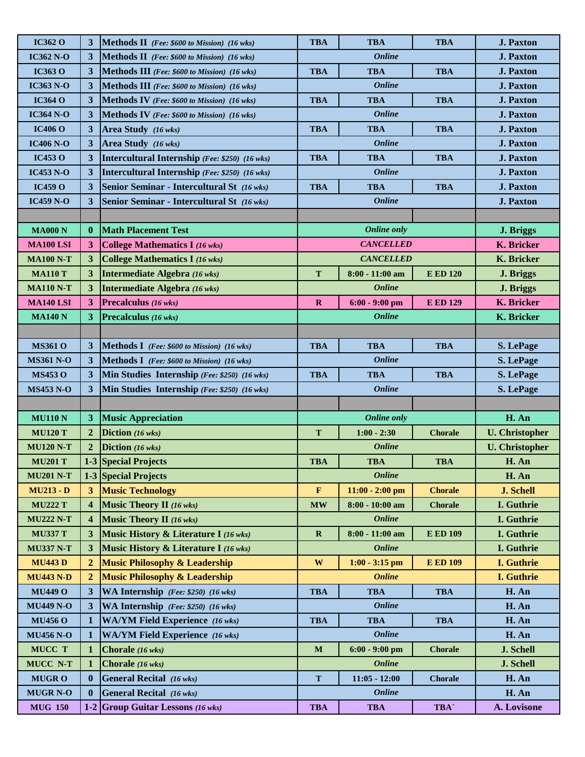| | | | | | | |
|---|---|---|---|---|---|---|
| **IC362 O** | **3** | **Methods II** *(Fee: $600 to Mission) (16 wks)* | **TBA** | **TBA** | **TBA** | **J. Paxton** |
| **IC362 N-O** | **3** | **Methods II** *(Fee: $600 to Mission) (16 wks)* | | ***Online*** | | **J. Paxton** |
| **IC363 O** | **3** | **Methods III** *(Fee: $600 to Mission) (16 wks)* | **TBA** | **TBA** | **TBA** | **J. Paxton** |
| **IC363 N-O** | **3** | **Methods III** *(Fee: $600 to Mission) (16 wks)* | | ***Online*** | | **J. Paxton** |
| **IC364 O** | **3** | **Methods IV** *(Fee: $600 to Mission) (16 wks)* | **TBA** | **TBA** | **TBA** | **J. Paxton** |
| **IC364 N-O** | **3** | **Methods IV** *(Fee: $600 to Mission) (16 wks)* | | ***Online*** | | **J. Paxton** |
| **IC406 O** | **3** | **Area Study** *(16 wks)* | **TBA** | **TBA** | **TBA** | **J. Paxton** |
| **IC406 N-O** | **3** | **Area Study** *(16 wks)* | | ***Online*** | | **J. Paxton** |
| **IC453 O** | **3** | **Intercultural Internship** *(Fee: $250) (16 wks)* | **TBA** | **TBA** | **TBA** | **J. Paxton** |
| **IC453 N-O** | **3** | **Intercultural Internship** *(Fee: $250) (16 wks)* | | ***Online*** | | **J. Paxton** |
| **IC459 O** | **3** | **Senior Seminar - Intercultural St** *(16 wks)* | **TBA** | **TBA** | **TBA** | **J. Paxton** |
| **IC459 N-O** | **3** | **Senior Seminar - Intercultural St** *(16 wks)* | | ***Online*** | | **J. Paxton** |
| | | | | | | |
| **MA000 N** | **0** | **Math Placement Test** | | ***Online only*** | | **J. Briggs** |
| **MA100 LSI** | **3** | **College Mathematics I** *(16 wks)* | | ***CANCELLED*** | | **K. Bricker** |
| **MA100 N-T** | **3** | **College Mathematics I** *(16 wks)* | | ***CANCELLED*** | | **K. Bricker** |
| **MA110 T** | **3** | **Intermediate Algebra** *(16 wks)* | **T** | **8:00 - 11:00 am** | **E ED 120** | **J. Briggs** |
| **MA110 N-T** | **3** | **Intermediate Algebra** *(16 wks)* | | ***Online*** | | **J. Briggs** |
| **MA140 LSI** | **3** | **Precalculus** *(16 wks)* | **R** | **6:00 - 9:00 pm** | **E ED 129** | **K. Bricker** |
| **MA140 N** | **3** | **Precalculus** *(16 wks)* | | ***Online*** | | **K. Bricker** |
| | | | | | | |
| **MS361 O** | **3** | **Methods I** *(Fee: $600 to Mission) (16 wks)* | **TBA** | **TBA** | **TBA** | **S. LePage** |
| **MS361 N-O** | **3** | **Methods I** *(Fee: $600 to Mission) (16 wks)* | | ***Online*** | | **S. LePage** |
| **MS453 O** | **3** | **Min Studies Internship** *(Fee: $250) (16 wks)* | **TBA** | **TBA** | **TBA** | **S. LePage** |
| **MS453 N-O** | **3** | **Min Studies Internship** *(Fee: $250) (16 wks)* | | ***Online*** | | **S. LePage** |
| | | | | | | |
| **MU110 N** | **3** | **Music Appreciation** | | ***Online only*** | | **H. An** |
| **MU120 T** | **2** | **Diction** *(16 wks)* | **T** | **1:00 - 2:30** | **Chorale** | **U. Christopher** |
| **MU120 N-T** | **2** | **Diction** *(16 wks)* | | ***Online*** | | **U. Christopher** |
| **MU201 T** | **1-3** | **Special Projects** | **TBA** | **TBA** | **TBA** | **H. An** |
| **MU201 N-T** | **1-3** | **Special Projects** | | ***Online*** | | **H. An** |
| **MU213 - D** | **3** | **Music Technology** | **F** | **11:00 - 2:00 pm** | **Chorale** | **J. Schell** |
| **MU222 T** | **4** | **Music Theory II** *(16 wks)* | **MW** | **8:00 - 10:00 am** | **Chorale** | **I. Guthrie** |
| **MU222 N-T** | **4** | **Music Theory II** *(16 wks)* | | ***Online*** | | **I. Guthrie** |
| **MU337 T** | **3** | **Music History & Literature I** *(16 wks)* | **R** | **8:00 - 11:00 am** | **E ED 109** | **I. Guthrie** |
| **MU337 N-T** | **3** | **Music History & Literature I** *(16 wks)* | | ***Online*** | | **I. Guthrie** |
| **MU443 D** | **2** | **Music Philosophy & Leadership** | **W** | **1:00 - 3:15 pm** | **E ED 109** | **I. Guthrie** |
| **MU443 N-D** | **2** | **Music Philosophy & Leadership** | | ***Online*** | | **I. Guthrie** |
| **MU449 O** | **3** | **WA Internship** *(Fee: $250) (16 wks)* | **TBA** | **TBA** | **TBA** | **H. An** |
| **MU449 N-O** | **3** | **WA Internship** *(Fee: $250) (16 wks)* | | ***Online*** | | **H. An** |
| **MU456 O** | **1** | **WA/YM Field Experience** *(16 wks)* | **TBA** | **TBA** | **TBA** | **H. An** |
| **MU456 N-O** | **1** | **WA/YM Field Experience** *(16 wks)* | | ***Online*** | | **H. An** |
| **MUCC T** | **1** | **Chorale** *(16 wks)* | **M** | **6:00 - 9:00 pm** | **Chorale** | **J. Schell** |
| **MUCC N-T** | **1** | **Chorale** *(16 wks)* | | ***Online*** | | **J. Schell** |
| **MUGR O** | **0** | **General Recital** *(16 wks)* | **T** | **11:05 - 12:00** | **Chorale** | **H. An** |
| **MUGR N-O** | **0** | **General Recital** *(16 wks)* | | ***Online*** | | **H. An** |
| **MUG 150** | **1-2** | **Group Guitar Lessons** *(16 wks)* | **TBA** | **TBA** | **TBA`** | **A. Lovisone** |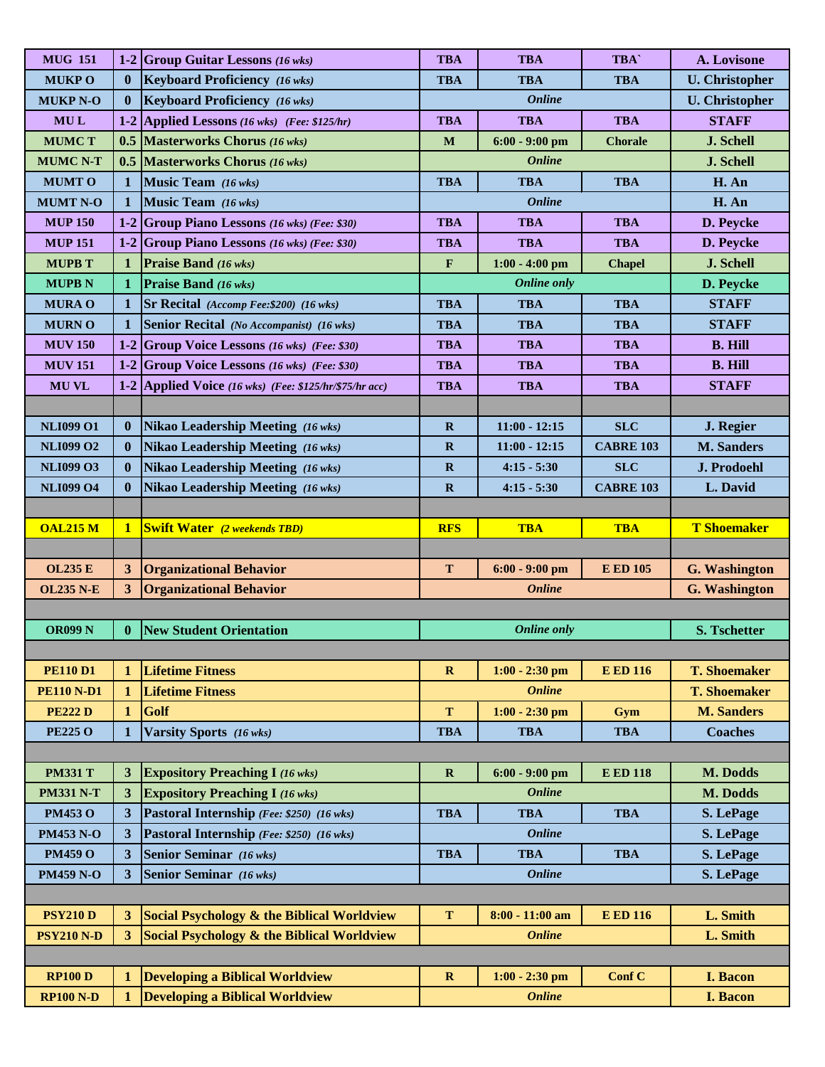| | | | | | | |
|---|---|---|---|---|---|---|
| **MUG 151** | **1-2** | **Group Guitar Lessons** *(16 wks)* | **TBA** | **TBA** | **TBA`** | **A. Lovisone** |
| **MUKP O** | **0** | **Keyboard Proficiency** *(16 wks)* | **TBA** | **TBA** | **TBA** | **U. Christopher** |
| **MUKP N-O** | **0** | **Keyboard Proficiency** *(16 wks)* | | ***Online*** | | **U. Christopher** |
| **MU L** | **1-2** | **Applied Lessons** *(16 wks) (Fee: $125/hr)* | **TBA** | **TBA** | **TBA** | **STAFF** |
| **MUMC T** | **0.5** | **Masterworks Chorus** *(16 wks)* | **M** | **6:00 - 9:00 pm** | **Chorale** | **J. Schell** |
| **MUMC N-T** | **0.5** | **Masterworks Chorus** *(16 wks)* | | ***Online*** | | **J. Schell** |
| **MUMT O** | **1** | **Music Team** *(16 wks)* | **TBA** | **TBA** | **TBA** | **H. An** |
| **MUMT N-O** | **1** | **Music Team** *(16 wks)* | | ***Online*** | | **H. An** |
| **MUP 150** | **1-2** | **Group Piano Lessons** *(16 wks) (Fee: $30)* | **TBA** | **TBA** | **TBA** | **D. Peycke** |
| **MUP 151** | **1-2** | **Group Piano Lessons** *(16 wks) (Fee: $30)* | **TBA** | **TBA** | **TBA** | **D. Peycke** |
| **MUPB T** | **1** | **Praise Band** *(16 wks)* | **F** | **1:00 - 4:00 pm** | **Chapel** | **J. Schell** |
| **MUPB N** | **1** | **Praise Band** *(16 wks)* | | ***Online only*** | | **D. Peycke** |
| **MURA O** | **1** | **Sr Recital** *(Accomp Fee:$200) (16 wks)* | **TBA** | **TBA** | **TBA** | **STAFF** |
| **MURN O** | **1** | **Senior Recital** *(No Accompanist) (16 wks)* | **TBA** | **TBA** | **TBA** | **STAFF** |
| **MUV 150** | **1-2** | **Group Voice Lessons** *(16 wks) (Fee: $30)* | **TBA** | **TBA** | **TBA** | **B. Hill** |
| **MUV 151** | **1-2** | **Group Voice Lessons** *(16 wks) (Fee: $30)* | **TBA** | **TBA** | **TBA** | **B. Hill** |
| **MU VL** | **1-2** | **Applied Voice** *(16 wks) (Fee: $125/hr/$75/hr acc)* | **TBA** | **TBA** | **TBA** | **STAFF** |
| | | | | | | |
| **NLI099 O1** | **0** | **Nikao Leadership Meeting** *(16 wks)* | **R** | **11:00 - 12:15** | **SLC** | **J. Regier** |
| **NLI099 O2** | **0** | **Nikao Leadership Meeting** *(16 wks)* | **R** | **11:00 - 12:15** | **CABRE 103** | **M. Sanders** |
| **NLI099 O3** | **0** | **Nikao Leadership Meeting** *(16 wks)* | **R** | **4:15 - 5:30** | **SLC** | **J. Prodoehl** |
| **NLI099 O4** | **0** | **Nikao Leadership Meeting** *(16 wks)* | **R** | **4:15 - 5:30** | **CABRE 103** | **L. David** |
| | | | | | | |
| **OAL215 M** | **1** | **Swift Water** *(2 weekends TBD)* | **RFS** | **TBA** | **TBA** | **T Shoemaker** |
| | | | | | | |
| **OL235 E** | **3** | **Organizational Behavior** | **T** | **6:00 - 9:00 pm** | **E ED 105** | **G. Washington** |
| **OL235 N-E** | **3** | **Organizational Behavior** | | ***Online*** | | **G. Washington** |
| | | | | | | |
| **OR099 N** | **0** | **New Student Orientation** | | ***Online only*** | | **S. Tschetter** |
| | | | | | | |
| **PE110 D1** | **1** | **Lifetime Fitness** | **R** | **1:00 - 2:30 pm** | **E ED 116** | **T. Shoemaker** |
| **PE110 N-D1** | **1** | **Lifetime Fitness** | | ***Online*** | | **T. Shoemaker** |
| **PE222 D** | **1** | **Golf** | **T** | **1:00 - 2:30 pm** | **Gym** | **M. Sanders** |
| **PE225 O** | **1** | **Varsity Sports** *(16 wks)* | **TBA** | **TBA** | **TBA** | **Coaches** |
| | | | | | | |
| **PM331 T** | **3** | **Expository Preaching I** *(16 wks)* | **R** | **6:00 - 9:00 pm** | **E ED 118** | **M. Dodds** |
| **PM331 N-T** | **3** | **Expository Preaching I** *(16 wks)* | | ***Online*** | | **M. Dodds** |
| **PM453 O** | **3** | **Pastoral Internship** *(Fee: $250) (16 wks)* | **TBA** | **TBA** | **TBA** | **S. LePage** |
| **PM453 N-O** | **3** | **Pastoral Internship** *(Fee: $250) (16 wks)* | | ***Online*** | | **S. LePage** |
| **PM459 O** | **3** | **Senior Seminar** *(16 wks)* | **TBA** | **TBA** | **TBA** | **S. LePage** |
| **PM459 N-O** | **3** | **Senior Seminar** *(16 wks)* | | ***Online*** | | **S. LePage** |
| | | | | | | |
| **PSY210 D** | **3** | **Social Psychology & the Biblical Worldview** | **T** | **8:00 - 11:00 am** | **E ED 116** | **L. Smith** |
| **PSY210 N-D** | **3** | **Social Psychology & the Biblical Worldview** | | ***Online*** | | **L. Smith** |
| | | | | | | |
| **RP100 D** | **1** | **Developing a Biblical Worldview** | **R** | **1:00 - 2:30 pm** | **Conf C** | **I. Bacon** |
| **RP100 N-D** | **1** | **Developing a Biblical Worldview** | | ***Online*** | | **I. Bacon** |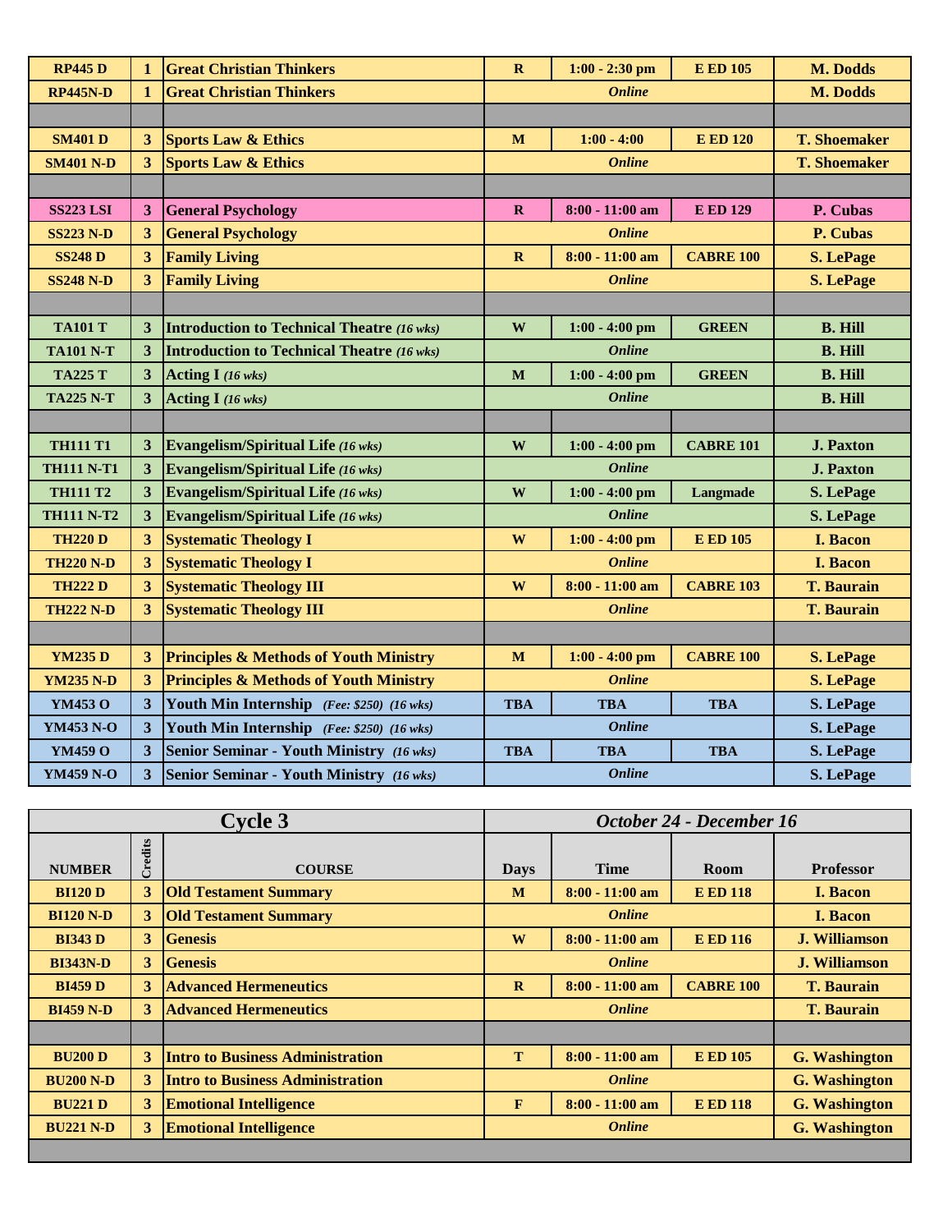| | | | | | | |
|---|---|---|---|---|---|---|
| **RP445 D** | **1** | **Great Christian Thinkers** | **R** | **1:00 - 2:30 pm** | **E ED 105** | **M. Dodds** |
| **RP445N-D** | **1** | **Great Christian Thinkers** | | ***Online*** | | **M. Dodds** |
| | | | | | | |
| **SM401 D** | **3** | **Sports Law & Ethics** | **M** | **1:00 - 4:00** | **E ED 120** | **T. Shoemaker** |
| **SM401 N-D** | **3** | **Sports Law & Ethics** | | ***Online*** | | **T. Shoemaker** |
| | | | | | | |
| **SS223 LSI** | **3** | **General Psychology** | **R** | **8:00 - 11:00 am** | **E ED 129** | **P. Cubas** |
| **SS223 N-D** | **3** | **General Psychology** | | ***Online*** | | **P. Cubas** |
| **SS248 D** | **3** | **Family Living** | **R** | **8:00 - 11:00 am** | **CABRE 100** | **S. LePage** |
| **SS248 N-D** | **3** | **Family Living** | | ***Online*** | | **S. LePage** |
| | | | | | | |
| **TA101 T** | **3** | **Introduction to Technical Theatre** ***(16 wks)*** | **W** | **1:00 - 4:00 pm** | **GREEN** | **B. Hill** |
| **TA101 N-T** | **3** | **Introduction to Technical Theatre** ***(16 wks)*** | | ***Online*** | | **B. Hill** |
| **TA225 T** | **3** | **Acting I** ***(16 wks)*** | **M** | **1:00 - 4:00 pm** | **GREEN** | **B. Hill** |
| **TA225 N-T** | **3** | **Acting I** ***(16 wks)*** | | ***Online*** | | **B. Hill** |
| | | | | | | |
| **TH111 T1** | **3** | **Evangelism/Spiritual Life** ***(16 wks)*** | **W** | **1:00 - 4:00 pm** | **CABRE 101** | **J. Paxton** |
| **TH111 N-T1** | **3** | **Evangelism/Spiritual Life** ***(16 wks)*** | | ***Online*** | | **J. Paxton** |
| **TH111 T2** | **3** | **Evangelism/Spiritual Life** ***(16 wks)*** | **W** | **1:00 - 4:00 pm** | **Langmade** | **S. LePage** |
| **TH111 N-T2** | **3** | **Evangelism/Spiritual Life** ***(16 wks)*** | | ***Online*** | | **S. LePage** |
| **TH220 D** | **3** | **Systematic Theology I** | **W** | **1:00 - 4:00 pm** | **E ED 105** | **I. Bacon** |
| **TH220 N-D** | **3** | **Systematic Theology I** | | ***Online*** | | **I. Bacon** |
| **TH222 D** | **3** | **Systematic Theology III** | **W** | **8:00 - 11:00 am** | **CABRE 103** | **T. Baurain** |
| **TH222 N-D** | **3** | **Systematic Theology III** | | ***Online*** | | **T. Baurain** |
| | | | | | | |
| **YM235 D** | **3** | **Principles & Methods of Youth Ministry** | **M** | **1:00 - 4:00 pm** | **CABRE 100** | **S. LePage** |
| **YM235 N-D** | **3** | **Principles & Methods of Youth Ministry** | | ***Online*** | | **S. LePage** |
| **YM453 O** | **3** | **Youth Min Internship** ***(Fee: $250) (16 wks)*** | **TBA** | **TBA** | **TBA** | **S. LePage** |
| **YM453 N-O** | **3** | **Youth Min Internship** ***(Fee: $250) (16 wks)*** | | ***Online*** | | **S. LePage** |
| **YM459 O** | **3** | **Senior Seminar - Youth Ministry** ***(16 wks)*** | **TBA** | **TBA** | **TBA** | **S. LePage** |
| **YM459 N-O** | **3** | **Senior Seminar - Youth Ministry** ***(16 wks)*** | | ***Online*** | | **S. LePage** |

| **Cycle 3** | | | ***October 24 - December 16*** | | | |
|---|---|---|---|---|---|---|
| **NUMBER** | **Credits** | **COURSE** | **Days** | **Time** | **Room** | **Professor** |
| **BI120 D** | **3** | **Old Testament Summary** | **M** | **8:00 - 11:00 am** | **E ED 118** | **I. Bacon** |
| **BI120 N-D** | **3** | **Old Testament Summary** | | ***Online*** | | **I. Bacon** |
| **BI343 D** | **3** | **Genesis** | **W** | **8:00 - 11:00 am** | **E ED 116** | **J. Williamson** |
| **BI343N-D** | **3** | **Genesis** | | ***Online*** | | **J. Williamson** |
| **BI459 D** | **3** | **Advanced Hermeneutics** | **R** | **8:00 - 11:00 am** | **CABRE 100** | **T. Baurain** |
| **BI459 N-D** | **3** | **Advanced Hermeneutics** | | ***Online*** | | **T. Baurain** |
| | | | | | | |
| **BU200 D** | **3** | **Intro to Business Administration** | **T** | **8:00 - 11:00 am** | **E ED 105** | **G. Washington** |
| **BU200 N-D** | **3** | **Intro to Business Administration** | | ***Online*** | | **G. Washington** |
| **BU221 D** | **3** | **Emotional Intelligence** | **F** | **8:00 - 11:00 am** | **E ED 118** | **G. Washington** |
| **BU221 N-D** | **3** | **Emotional Intelligence** | | ***Online*** | | **G. Washington** |
| | | | | | | |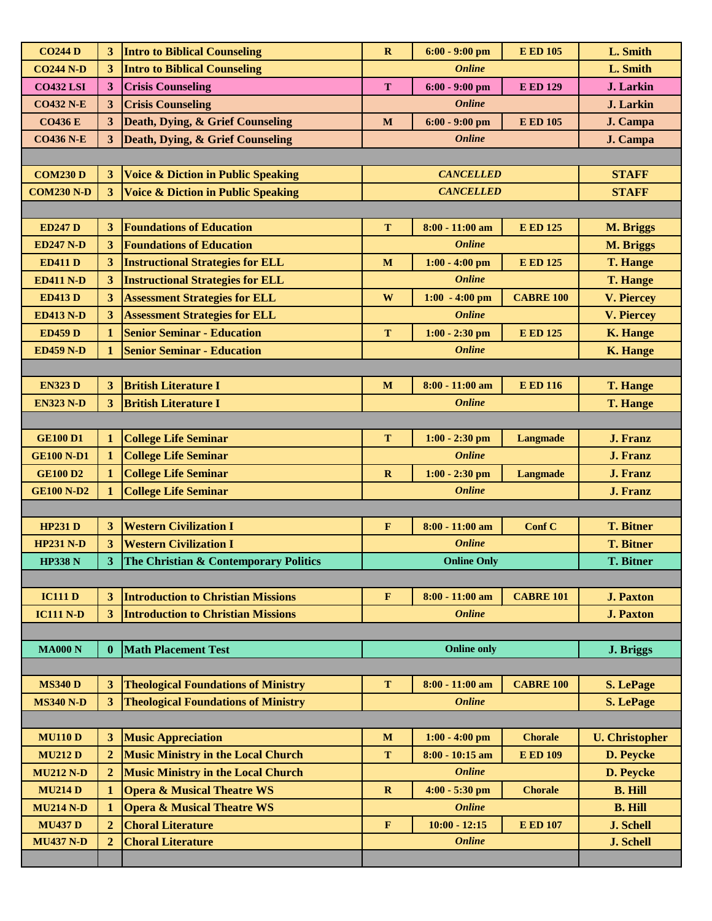| | | | | | | |
|---|---|---|---|---|---|---|
| CO244 D | 3 | Intro to Biblical Counseling | R | 6:00 - 9:00 pm | E ED 105 | L. Smith |
| CO244 N-D | 3 | Intro to Biblical Counseling | | *Online* | | L. Smith |
| CO432 LSI | 3 | Crisis Counseling | T | 6:00 - 9:00 pm | E ED 129 | J. Larkin |
| CO432 N-E | 3 | Crisis Counseling | | *Online* | | J. Larkin |
| CO436 E | 3 | Death, Dying, & Grief Counseling | M | 6:00 - 9:00 pm | E ED 105 | J. Campa |
| CO436 N-E | 3 | Death, Dying, & Grief Counseling | | *Online* | | J. Campa |
| | | | | | | |
| COM230 D | 3 | Voice & Diction in Public Speaking | | *CANCELLED* | | STAFF |
| COM230 N-D | 3 | Voice & Diction in Public Speaking | | *CANCELLED* | | STAFF |
| | | | | | | |
| ED247 D | 3 | Foundations of Education | T | 8:00 - 11:00 am | E ED 125 | M. Briggs |
| ED247 N-D | 3 | Foundations of Education | | *Online* | | M. Briggs |
| ED411 D | 3 | Instructional Strategies for ELL | M | 1:00 - 4:00 pm | E ED 125 | T. Hange |
| ED411 N-D | 3 | Instructional Strategies for ELL | | *Online* | | T. Hange |
| ED413 D | 3 | Assessment Strategies for ELL | W | 1:00 - 4:00 pm | CABRE 100 | V. Piercey |
| ED413 N-D | 3 | Assessment Strategies for ELL | | *Online* | | V. Piercey |
| ED459 D | 1 | Senior Seminar - Education | T | 1:00 - 2:30 pm | E ED 125 | K. Hange |
| ED459 N-D | 1 | Senior Seminar - Education | | *Online* | | K. Hange |
| | | | | | | |
| EN323 D | 3 | British Literature I | M | 8:00 - 11:00 am | E ED 116 | T. Hange |
| EN323 N-D | 3 | British Literature I | | *Online* | | T. Hange |
| | | | | | | |
| GE100 D1 | 1 | College Life Seminar | T | 1:00 - 2:30 pm | Langmade | J. Franz |
| GE100 N-D1 | 1 | College Life Seminar | | *Online* | | J. Franz |
| GE100 D2 | 1 | College Life Seminar | R | 1:00 - 2:30 pm | Langmade | J. Franz |
| GE100 N-D2 | 1 | College Life Seminar | | *Online* | | J. Franz |
| | | | | | | |
| HP231 D | 3 | Western Civilization I | F | 8:00 - 11:00 am | Conf C | T. Bitner |
| HP231 N-D | 3 | Western Civilization I | | *Online* | | T. Bitner |
| HP338 N | 3 | The Christian & Contemporary Politics | | Online Only | | T. Bitner |
| | | | | | | |
| IC111 D | 3 | Introduction to Christian Missions | F | 8:00 - 11:00 am | CABRE 101 | J. Paxton |
| IC111 N-D | 3 | Introduction to Christian Missions | | *Online* | | J. Paxton |
| | | | | | | |
| MA000 N | 0 | Math Placement Test | | Online only | | J. Briggs |
| | | | | | | |
| MS340 D | 3 | Theological Foundations of Ministry | T | 8:00 - 11:00 am | CABRE 100 | S. LePage |
| MS340 N-D | 3 | Theological Foundations of Ministry | | *Online* | | S. LePage |
| | | | | | | |
| MU110 D | 3 | Music Appreciation | M | 1:00 - 4:00 pm | Chorale | U. Christopher |
| MU212 D | 2 | Music Ministry in the Local Church | T | 8:00 - 10:15 am | E ED 109 | D. Peycke |
| MU212 N-D | 2 | Music Ministry in the Local Church | | *Online* | | D. Peycke |
| MU214 D | 1 | Opera & Musical Theatre WS | R | 4:00 - 5:30 pm | Chorale | B. Hill |
| MU214 N-D | 1 | Opera & Musical Theatre WS | | *Online* | | B. Hill |
| MU437 D | 2 | Choral Literature | F | 10:00 - 12:15 | E ED 107 | J. Schell |
| MU437 N-D | 2 | Choral Literature | | *Online* | | J. Schell |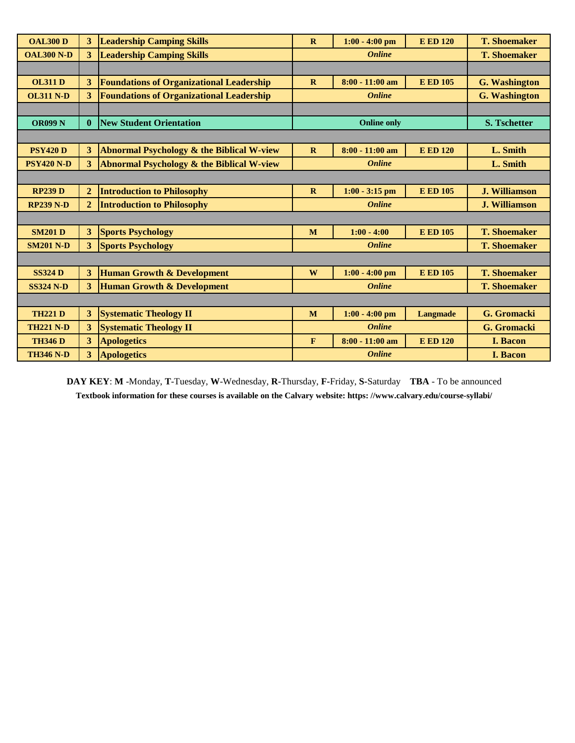| | | | | | | |
|---|---|---|---|---|---|---|
| **OAL300 D** | **3** | **Leadership Camping Skills** | **R** | **1:00 - 4:00 pm** | **E ED 120** | **T. Shoemaker** |
| **OAL300 N-D** | **3** | **Leadership Camping Skills** | ***Online*** | | | **T. Shoemaker** |
| | | | | | | |
| **OL311 D** | **3** | **Foundations of Organizational Leadership** | **R** | **8:00 - 11:00 am** | **E ED 105** | **G. Washington** |
| **OL311 N-D** | **3** | **Foundations of Organizational Leadership** | ***Online*** | | | **G. Washington** |
| | | | | | | |
| **OR099 N** | **0** | **New Student Orientation** | **Online only** | | | **S. Tschetter** |
| | | | | | | |
| **PSY420 D** | **3** | **Abnormal Psychology & the Biblical W-view** | **R** | **8:00 - 11:00 am** | **E ED 120** | **L. Smith** |
| **PSY420 N-D** | **3** | **Abnormal Psychology & the Biblical W-view** | ***Online*** | | | **L. Smith** |
| | | | | | | |
| **RP239 D** | **2** | **Introduction to Philosophy** | **R** | **1:00 - 3:15 pm** | **E ED 105** | **J. Williamson** |
| **RP239 N-D** | **2** | **Introduction to Philosophy** | ***Online*** | | | **J. Williamson** |
| | | | | | | |
| **SM201 D** | **3** | **Sports Psychology** | **M** | **1:00 - 4:00** | **E ED 105** | **T. Shoemaker** |
| **SM201 N-D** | **3** | **Sports Psychology** | ***Online*** | | | **T. Shoemaker** |
| | | | | | | |
| **SS324 D** | **3** | **Human Growth & Development** | **W** | **1:00 - 4:00 pm** | **E ED 105** | **T. Shoemaker** |
| **SS324 N-D** | **3** | **Human Growth & Development** | ***Online*** | | | **T. Shoemaker** |
| | | | | | | |
| **TH221 D** | **3** | **Systematic Theology II** | **M** | **1:00 - 4:00 pm** | **Langmade** | **G. Gromacki** |
| **TH221 N-D** | **3** | **Systematic Theology II** | ***Online*** | | | **G. Gromacki** |
| **TH346 D** | **3** | **Apologetics** | **F** | **8:00 - 11:00 am** | **E ED 120** | **I. Bacon** |
| **TH346 N-D** | **3** | **Apologetics** | ***Online*** | | | **I. Bacon** |

**DAY KEY**: **M** -Monday, **T**-Tuesday, **W**-Wednesday, **R**-Thursday, **F**-Friday, **S**-Saturday **TBA** - To be announced

**Textbook information for these courses is available on the Calvary website: https: //www.calvary.edu/course-syllabi/**